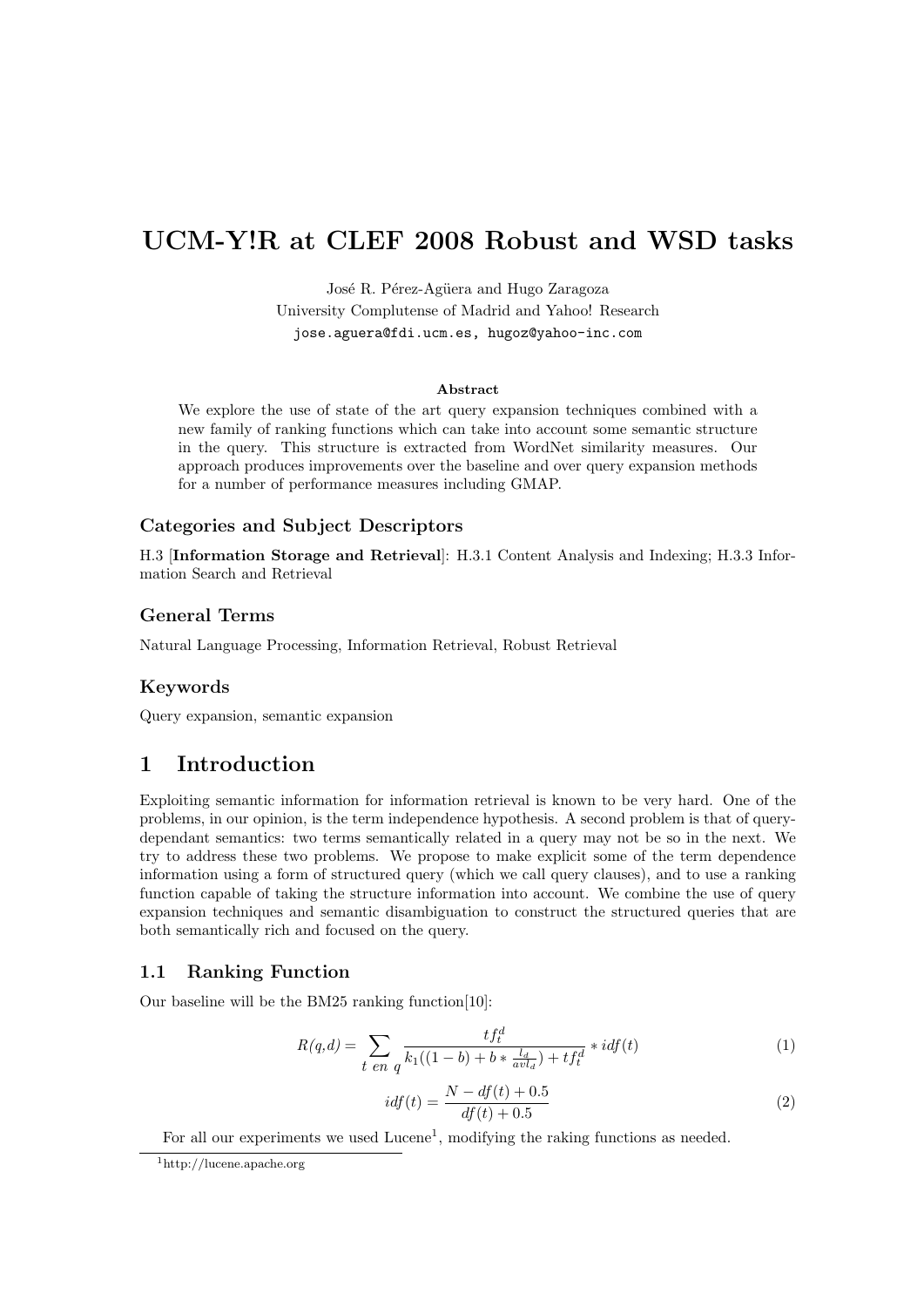# UCM-Y!R at CLEF 2008 Robust and WSD tasks

José R. Pérez-Agüera and Hugo Zaragoza

University Complutense of Madrid and Yahoo! Research

jose.aguera@fdi.ucm.es, hugoz@yahoo-inc.com

**Abstract**

We explore the use of state of the art query expansion techniques combined with a new family of ranking functions which can take into account some semantic structure in the query. This structure is extracted from WordNet similarity measures. Our approach produces improvements over the baseline and over query expansion methods for a number of performance measures including GMAP.

### Categories and Subject Descriptors

H.3 [**Information Storage and Retrieval**]: H.3.1 Content Analysis and Indexing; H.3.3 Information Search and Retrieval

### General Terms

Natural Language Processing, Information Retrieval, Robust Retrieval

### Keywords

Query expansion, semantic expansion

## 1 Introduction

Exploiting semantic information for information retrieval is known to be very hard. One of the problems, in our opinion, is the term independence hypothesis. A second problem is that of query-dependant semantics: two terms semantically related in a query may not be so in the next. We try to address these two problems. We propose to make explicit some of the term dependence information using a form of structured query (which we call query clauses), and to use a ranking function capable of taking the structure information into account. We combine the use of query expansion techniques and semantic disambiguation to construct the structured queries that are both semantically rich and focused on the query.

### 1.1 Ranking Function

Our baseline will be the BM25 ranking function[10]:

$$R(q,d) = \sum_{t \ en \ q} \frac{tf_t^d}{k_1((1-b) + b * \frac{l_d}{avl_d}) + tf_t^d} * idf(t) \tag{1}$$

$$idf(t) = \frac{N - df(t) + 0.5}{df(t) + 0.5} \tag{2}$$

For all our experiments we used Lucene[1], modifying the raking functions as needed.

[1] http://lucene.apache.org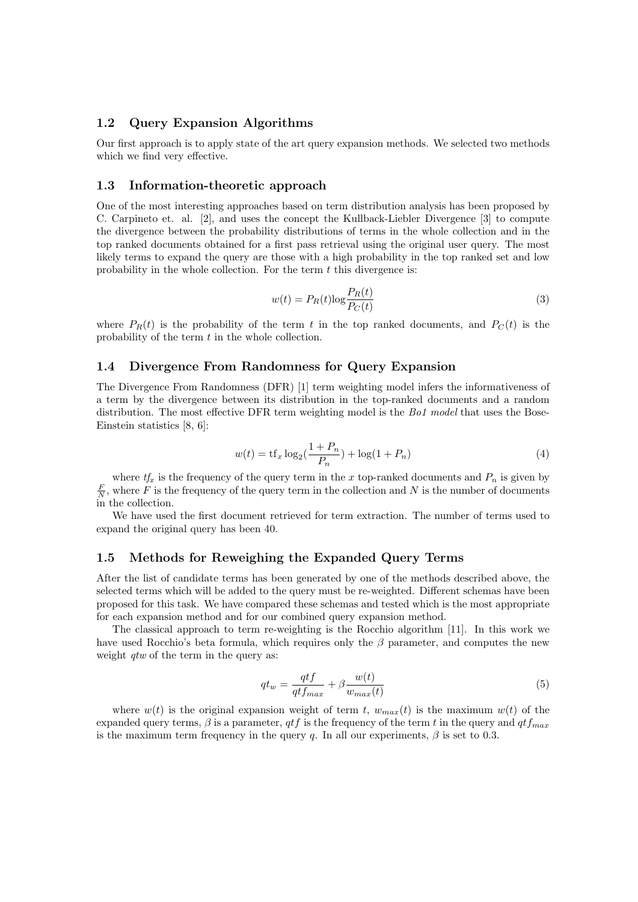### 1.2 Query Expansion Algorithms

Our first approach is to apply state of the art query expansion methods. We selected two methods which we find very effective.

### 1.3 Information-theoretic approach

One of the most interesting approaches based on term distribution analysis has been proposed by C. Carpineto et. al. [2], and uses the concept the Kullback-Liebler Divergence [3] to compute the divergence between the probability distributions of terms in the whole collection and in the top ranked documents obtained for a first pass retrieval using the original user query. The most likely terms to expand the query are those with a high probability in the top ranked set and low probability in the whole collection. For the term $t$ this divergence is:

$$w(t) = P_R(t) \log \frac{P_R(t)}{P_C(t)} \tag{3}$$

where $P_R(t)$ is the probability of the term $t$ in the top ranked documents, and $P_C(t)$ is the probability of the term $t$ in the whole collection.

### 1.4 Divergence From Randomness for Query Expansion

The Divergence From Randomness (DFR) [1] term weighting model infers the informativeness of a term by the divergence between its distribution in the top-ranked documents and a random distribution. The most effective DFR term weighting model is the *Bo1 model* that uses the Bose-Einstein statistics [8, 6]:

$$w(t) = \mathrm{tf}_x \log_2 \left(\frac{1 + P_n}{P_n}\right) + \log(1 + P_n) \tag{4}$$

where $tf_x$ is the frequency of the query term in the $x$ top-ranked documents and $P_n$ is given by $\frac{F}{N}$, where $F$ is the frequency of the query term in the collection and $N$ is the number of documents in the collection.

We have used the first document retrieved for term extraction. The number of terms used to expand the original query has been 40.

### 1.5 Methods for Reweighing the Expanded Query Terms

After the list of candidate terms has been generated by one of the methods described above, the selected terms which will be added to the query must be re-weighted. Different schemas have been proposed for this task. We have compared these schemas and tested which is the most appropriate for each expansion method and for our combined query expansion method.

The classical approach to term re-weighting is the Rocchio algorithm [11]. In this work we have used Rocchio's beta formula, which requires only the $\beta$ parameter, and computes the new weight $qtw$ of the term in the query as:

$$qt_w = \frac{qtf}{qtf_{max}} + \beta \frac{w(t)}{w_{max}(t)} \tag{5}$$

where $w(t)$ is the original expansion weight of term $t$, $w_{max}(t)$ is the maximum $w(t)$ of the expanded query terms, $\beta$ is a parameter, $qtf$ is the frequency of the term $t$ in the query and $qtf_{max}$ is the maximum term frequency in the query $q$. In all our experiments, $\beta$ is set to 0.3.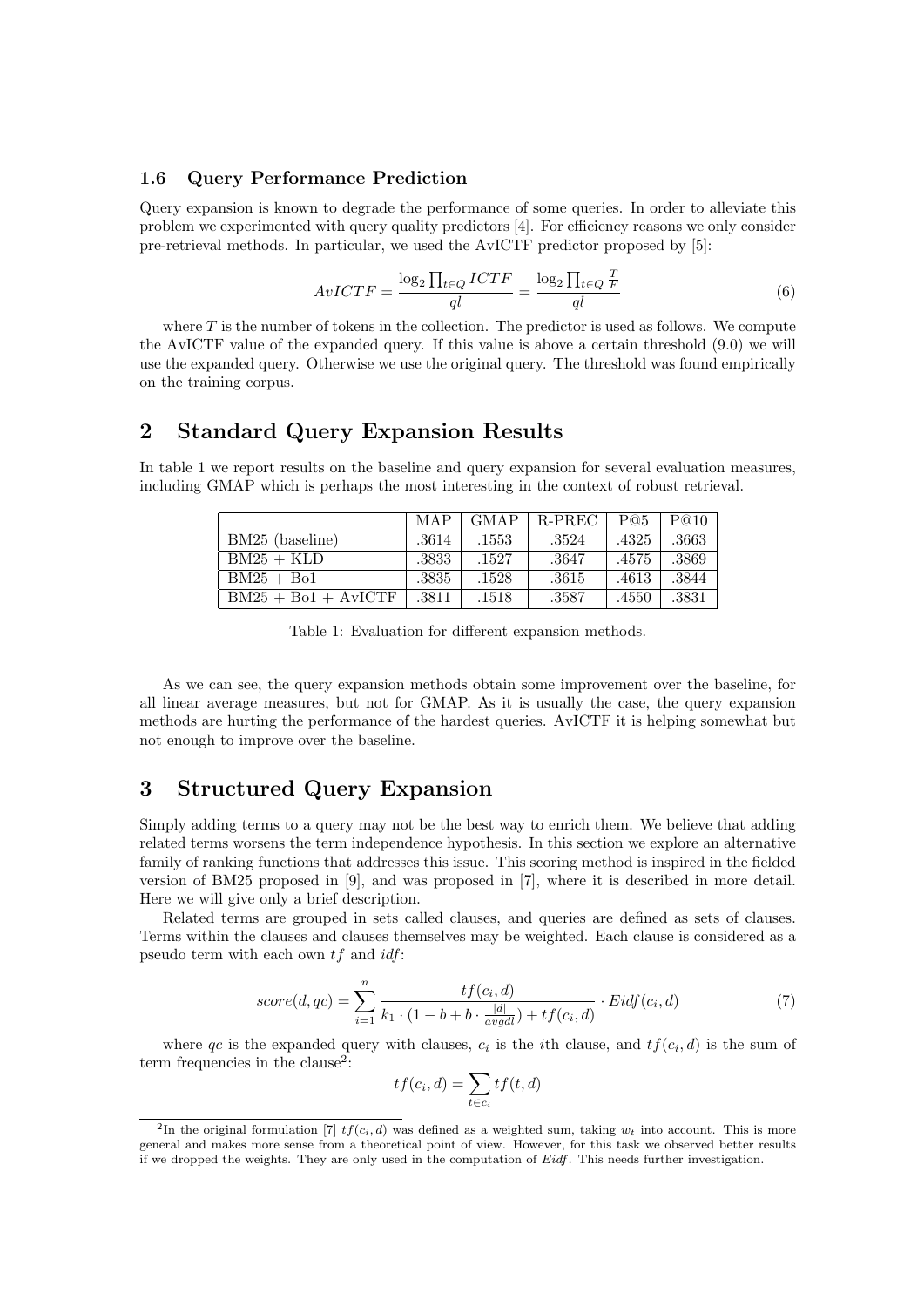### 1.6 Query Performance Prediction

Query expansion is known to degrade the performance of some queries. In order to alleviate this problem we experimented with query quality predictors [4]. For efficiency reasons we only consider pre-retrieval methods. In particular, we used the AvICTF predictor proposed by [5]:

$$AvICTF = \frac{\log_2 \prod_{t \in Q} ICTF}{ql} = \frac{\log_2 \prod_{t \in Q} \frac{T}{F}}{ql} \tag{6}$$

where $T$ is the number of tokens in the collection. The predictor is used as follows. We compute the AvICTF value of the expanded query. If this value is above a certain threshold (9.0) we will use the expanded query. Otherwise we use the original query. The threshold was found empirically on the training corpus.

## 2 Standard Query Expansion Results

In table 1 we report results on the baseline and query expansion for several evaluation measures, including GMAP which is perhaps the most interesting in the context of robust retrieval.

| | MAP | GMAP | R-PREC | P@5 | P@10 |
|---|---|---|---|---|---|
| BM25 (baseline) | .3614 | .1553 | .3524 | .4325 | .3663 |
| BM25 + KLD | .3833 | .1527 | .3647 | .4575 | .3869 |
| BM25 + Bo1 | .3835 | .1528 | .3615 | .4613 | .3844 |
| BM25 + Bo1 + AvICTF | .3811 | .1518 | .3587 | .4550 | .3831 |

Table 1: Evaluation for different expansion methods.

As we can see, the query expansion methods obtain some improvement over the baseline, for all linear average measures, but not for GMAP. As it is usually the case, the query expansion methods are hurting the performance of the hardest queries. AvICTF it is helping somewhat but not enough to improve over the baseline.

## 3 Structured Query Expansion

Simply adding terms to a query may not be the best way to enrich them. We believe that adding related terms worsens the term independence hypothesis. In this section we explore an alternative family of ranking functions that addresses this issue. This scoring method is inspired in the fielded version of BM25 proposed in [9], and was proposed in [7], where it is described in more detail. Here we will give only a brief description.

Related terms are grouped in sets called clauses, and queries are defined as sets of clauses. Terms within the clauses and clauses themselves may be weighted. Each clause is considered as a pseudo term with each own $tf$ and $idf$:

$$score(d, qc) = \sum_{i=1}^{n} \frac{tf(c_i, d)}{k_1 \cdot (1 - b + b \cdot \frac{|d|}{avgdl}) + tf(c_i, d)} \cdot Eidf(c_i, d) \tag{7}$$

where $qc$ is the expanded query with clauses, $c_i$ is the $i$th clause, and $tf(c_i, d)$ is the sum of term frequencies in the clause[2]:

$$tf(c_i, d) = \sum_{t \in c_i} tf(t, d)$$

[2]In the original formulation [7] $tf(c_i, d)$ was defined as a weighted sum, taking $w_t$ into account. This is more general and makes more sense from a theoretical point of view. However, for this task we observed better results if we dropped the weights. They are only used in the computation of $Eidf$. This needs further investigation.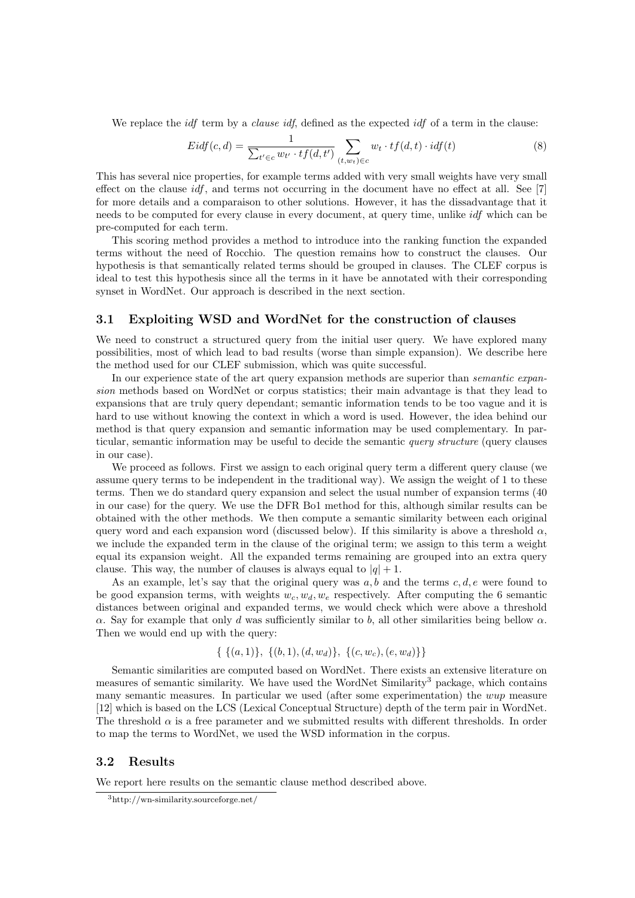We replace the *idf* term by a *clause idf*, defined as the expected *idf* of a term in the clause:

$$Eidf(c,d) = \frac{1}{\sum_{t' \in c} w_{t'} \cdot tf(d,t')} \sum_{(t,w_t) \in c} w_t \cdot tf(d,t) \cdot idf(t) \tag{8}$$

This has several nice properties, for example terms added with very small weights have very small effect on the clause *idf*, and terms not occurring in the document have no effect at all. See [7] for more details and a comparaison to other solutions. However, it has the dissadvantage that it needs to be computed for every clause in every document, at query time, unlike *idf* which can be pre-computed for each term.

This scoring method provides a method to introduce into the ranking function the expanded terms without the need of Rocchio. The question remains how to construct the clauses. Our hypothesis is that semantically related terms should be grouped in clauses. The CLEF corpus is ideal to test this hypothesis since all the terms in it have be annotated with their corresponding synset in WordNet. Our approach is described in the next section.

## 3.1 Exploiting WSD and WordNet for the construction of clauses

We need to construct a structured query from the initial user query. We have explored many possibilities, most of which lead to bad results (worse than simple expansion). We describe here the method used for our CLEF submission, which was quite successful.

In our experience state of the art query expansion methods are superior than *semantic expansion* methods based on WordNet or corpus statistics; their main advantage is that they lead to expansions that are truly query dependant; semantic information tends to be too vague and it is hard to use without knowing the context in which a word is used. However, the idea behind our method is that query expansion and semantic information may be used complementary. In particular, semantic information may be useful to decide the semantic *query structure* (query clauses in our case).

We proceed as follows. First we assign to each original query term a different query clause (we assume query terms to be independent in the traditional way). We assign the weight of 1 to these terms. Then we do standard query expansion and select the usual number of expansion terms (40 in our case) for the query. We use the DFR Bo1 method for this, although similar results can be obtained with the other methods. We then compute a semantic similarity between each original query word and each expansion word (discussed below). If this similarity is above a threshold $\alpha$, we include the expanded term in the clause of the original term; we assign to this term a weight equal its expansion weight. All the expanded terms remaining are grouped into an extra query clause. This way, the number of clauses is always equal to $|q| + 1$.

As an example, let's say that the original query was $a, b$ and the terms $c, d, e$ were found to be good expansion terms, with weights $w_c, w_d, w_e$ respectively. After computing the 6 semantic distances between original and expanded terms, we would check which were above a threshold $\alpha$. Say for example that only $d$ was sufficiently similar to $b$, all other similarities being bellow $\alpha$. Then we would end up with the query:

$$\{\ \{(a,1)\},\ \{(b,1),(d,w_d)\},\ \{(c,w_c),(e,w_d)\}\}$$

Semantic similarities are computed based on WordNet. There exists an extensive literature on measures of semantic similarity. We have used the WordNet Similarity[3] package, which contains many semantic measures. In particular we used (after some experimentation) the *wup* measure [12] which is based on the LCS (Lexical Conceptual Structure) depth of the term pair in WordNet. The threshold $\alpha$ is a free parameter and we submitted results with different thresholds. In order to map the terms to WordNet, we used the WSD information in the corpus.

## 3.2 Results

We report here results on the semantic clause method described above.

[3] http://wn-similarity.sourceforge.net/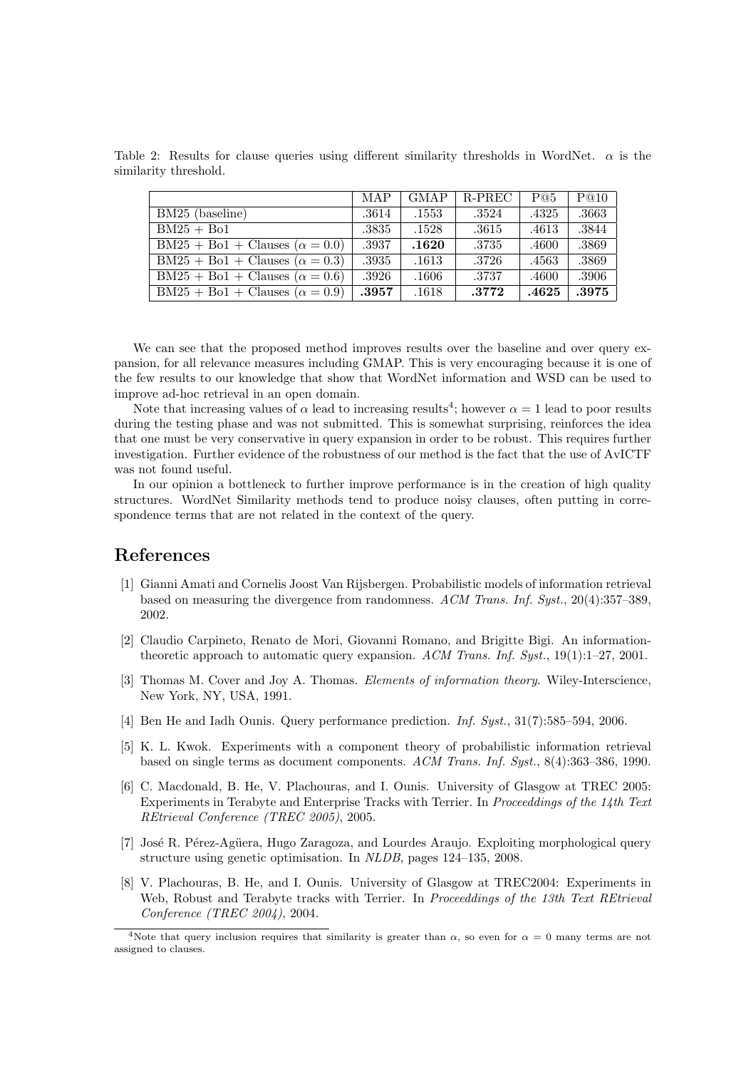Table 2: Results for clause queries using different similarity thresholds in WordNet. $\alpha$ is the similarity threshold.

| | MAP | GMAP | R-PREC | P@5 | P@10 |
|---|---|---|---|---|---|
| BM25 (baseline) | .3614 | .1553 | .3524 | .4325 | .3663 |
| BM25 + Bo1 | .3835 | .1528 | .3615 | .4613 | .3844 |
| BM25 + Bo1 + Clauses ($\alpha = 0.0$) | .3937 | **.1620** | .3735 | .4600 | .3869 |
| BM25 + Bo1 + Clauses ($\alpha = 0.3$) | .3935 | .1613 | .3726 | .4563 | .3869 |
| BM25 + Bo1 + Clauses ($\alpha = 0.6$) | .3926 | .1606 | .3737 | .4600 | .3906 |
| BM25 + Bo1 + Clauses ($\alpha = 0.9$) | **.3957** | .1618 | **.3772** | **.4625** | **.3975** |

We can see that the proposed method improves results over the baseline and over query expansion, for all relevance measures including GMAP. This is very encouraging because it is one of the few results to our knowledge that show that WordNet information and WSD can be used to improve ad-hoc retrieval in an open domain.

Note that increasing values of $\alpha$ lead to increasing results[4]; however $\alpha = 1$ lead to poor results during the testing phase and was not submitted. This is somewhat surprising, reinforces the idea that one must be very conservative in query expansion in order to be robust. This requires further investigation. Further evidence of the robustness of our method is the fact that the use of AvICTF was not found useful.

In our opinion a bottleneck to further improve performance is in the creation of high quality structures. WordNet Similarity methods tend to produce noisy clauses, often putting in correspondence terms that are not related in the context of the query.

## References

[1] Gianni Amati and Cornelis Joost Van Rijsbergen. Probabilistic models of information retrieval based on measuring the divergence from randomness. *ACM Trans. Inf. Syst.*, 20(4):357–389, 2002.

[2] Claudio Carpineto, Renato de Mori, Giovanni Romano, and Brigitte Bigi. An information-theoretic approach to automatic query expansion. *ACM Trans. Inf. Syst.*, 19(1):1–27, 2001.

[3] Thomas M. Cover and Joy A. Thomas. *Elements of information theory*. Wiley-Interscience, New York, NY, USA, 1991.

[4] Ben He and Iadh Ounis. Query performance prediction. *Inf. Syst.*, 31(7):585–594, 2006.

[5] K. L. Kwok. Experiments with a component theory of probabilistic information retrieval based on single terms as document components. *ACM Trans. Inf. Syst.*, 8(4):363–386, 1990.

[6] C. Macdonald, B. He, V. Plachouras, and I. Ounis. University of Glasgow at TREC 2005: Experiments in Terabyte and Enterprise Tracks with Terrier. In *Proceeddings of the 14th Text REtrieval Conference (TREC 2005)*, 2005.

[7] José R. Pérez-Agüera, Hugo Zaragoza, and Lourdes Araujo. Exploiting morphological query structure using genetic optimisation. In *NLDB*, pages 124–135, 2008.

[8] V. Plachouras, B. He, and I. Ounis. University of Glasgow at TREC2004: Experiments in Web, Robust and Terabyte tracks with Terrier. In *Proceeddings of the 13th Text REtrieval Conference (TREC 2004)*, 2004.

[4] Note that query inclusion requires that similarity is greater than $\alpha$, so even for $\alpha = 0$ many terms are not assigned to clauses.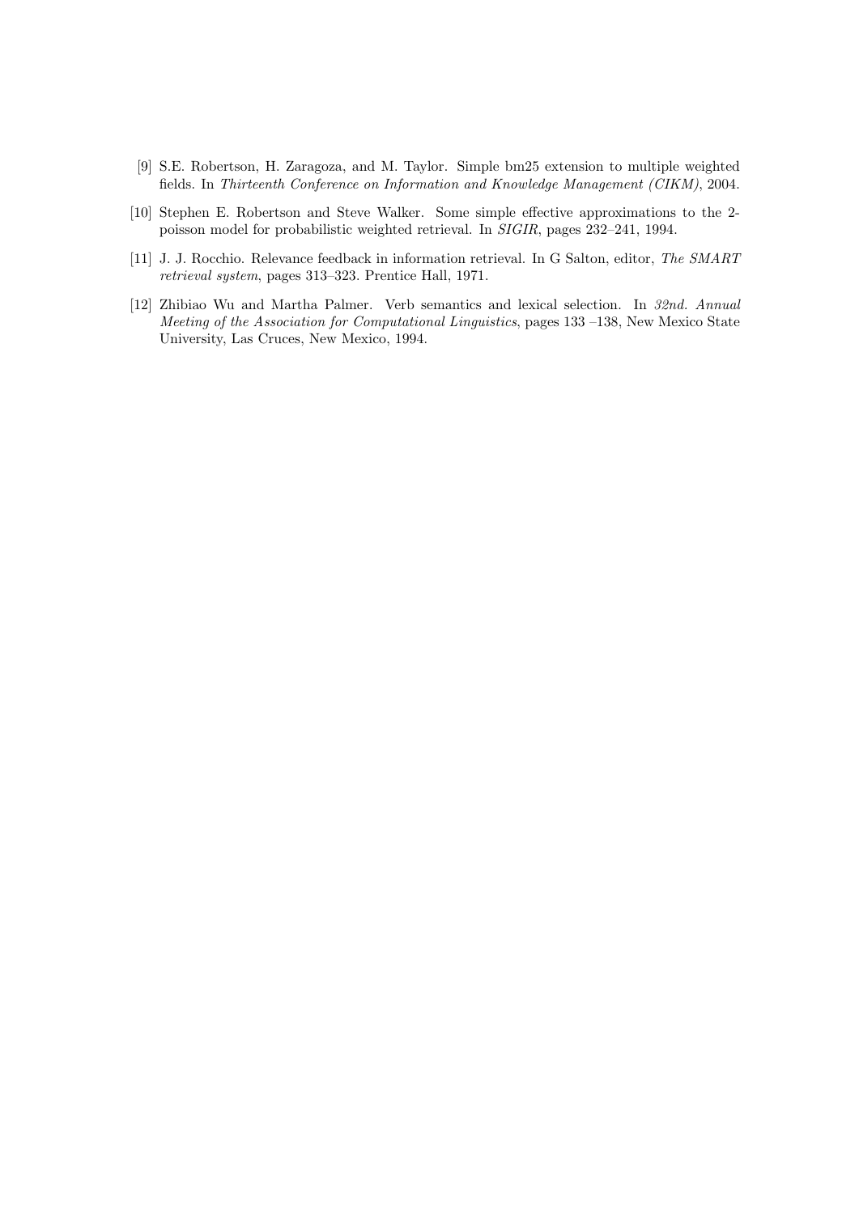[9] S.E. Robertson, H. Zaragoza, and M. Taylor. Simple bm25 extension to multiple weighted fields. In *Thirteenth Conference on Information and Knowledge Management (CIKM)*, 2004.

[10] Stephen E. Robertson and Steve Walker. Some simple effective approximations to the 2-poisson model for probabilistic weighted retrieval. In *SIGIR*, pages 232–241, 1994.

[11] J. J. Rocchio. Relevance feedback in information retrieval. In G Salton, editor, *The SMART retrieval system*, pages 313–323. Prentice Hall, 1971.

[12] Zhibiao Wu and Martha Palmer. Verb semantics and lexical selection. In *32nd. Annual Meeting of the Association for Computational Linguistics*, pages 133 –138, New Mexico State University, Las Cruces, New Mexico, 1994.